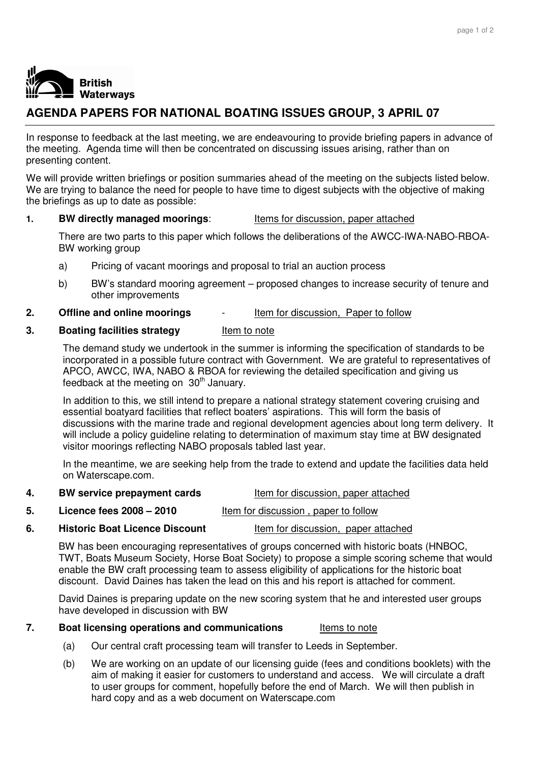British Waterways

# AGENDA PAPERS FOR NATIONAL BOATING ISSUES GROUP, 3 APRIL 07

In response to feedback at the last meeting, we are endeavouring to provide briefing papers in advance of the meeting. Agenda time will then be concentrated on discussing issues arising, rather than on presenting content.

We will provide written briefings or position summaries ahead of the meeting on the subjects listed below. We are trying to balance the need for people to have time to digest subjects with the objective of making the briefings as up to date as possible:

**1. BW directly managed moorings**: Items for discussion, paper attached

There are two parts to this paper which follows the deliberations of the AWCC-IWA-NABO-RBOA-BW working group

a) Pricing of vacant moorings and proposal to trial an auction process

b) BW's standard mooring agreement – proposed changes to increase security of tenure and other improvements

**2. Offline and online moorings** - Item for discussion, Paper to follow

**3. Boating facilities strategy** Item to note

The demand study we undertook in the summer is informing the specification of standards to be incorporated in a possible future contract with Government. We are grateful to representatives of APCO, AWCC, IWA, NABO & RBOA for reviewing the detailed specification and giving us feedback at the meeting on 30th January.

In addition to this, we still intend to prepare a national strategy statement covering cruising and essential boatyard facilities that reflect boaters' aspirations. This will form the basis of discussions with the marine trade and regional development agencies about long term delivery. It will include a policy guideline relating to determination of maximum stay time at BW designated visitor moorings reflecting NABO proposals tabled last year.

In the meantime, we are seeking help from the trade to extend and update the facilities data held on Waterscape.com.

**4. BW service prepayment cards** Item for discussion, paper attached

**5. Licence fees 2008 – 2010** Item for discussion , paper to follow

**6. Historic Boat Licence Discount** Item for discussion, paper attached

BW has been encouraging representatives of groups concerned with historic boats (HNBOC, TWT, Boats Museum Society, Horse Boat Society) to propose a simple scoring scheme that would enable the BW craft processing team to assess eligibility of applications for the historic boat discount. David Daines has taken the lead on this and his report is attached for comment.

David Daines is preparing update on the new scoring system that he and interested user groups have developed in discussion with BW

**7. Boat licensing operations and communications** Items to note

(a) Our central craft processing team will transfer to Leeds in September.

(b) We are working on an update of our licensing guide (fees and conditions booklets) with the aim of making it easier for customers to understand and access. We will circulate a draft to user groups for comment, hopefully before the end of March. We will then publish in hard copy and as a web document on Waterscape.com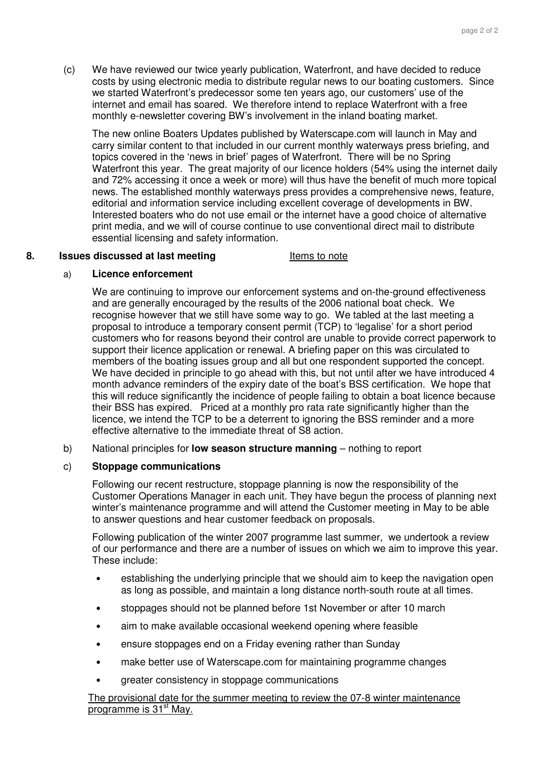(c) We have reviewed our twice yearly publication, Waterfront, and have decided to reduce costs by using electronic media to distribute regular news to our boating customers. Since we started Waterfront's predecessor some ten years ago, our customers' use of the internet and email has soared. We therefore intend to replace Waterfront with a free monthly e-newsletter covering BW's involvement in the inland boating market.

The new online Boaters Updates published by Waterscape.com will launch in May and carry similar content to that included in our current monthly waterways press briefing, and topics covered in the 'news in brief' pages of Waterfront. There will be no Spring Waterfront this year. The great majority of our licence holders (54% using the internet daily and 72% accessing it once a week or more) will thus have the benefit of much more topical news. The established monthly waterways press provides a comprehensive news, feature, editorial and information service including excellent coverage of developments in BW. Interested boaters who do not use email or the internet have a good choice of alternative print media, and we will of course continue to use conventional direct mail to distribute essential licensing and safety information.

## 8. Issues discussed at last meeting — Items to note

a) **Licence enforcement**

We are continuing to improve our enforcement systems and on-the-ground effectiveness and are generally encouraged by the results of the 2006 national boat check. We recognise however that we still have some way to go. We tabled at the last meeting a proposal to introduce a temporary consent permit (TCP) to 'legalise' for a short period customers who for reasons beyond their control are unable to provide correct paperwork to support their licence application or renewal. A briefing paper on this was circulated to members of the boating issues group and all but one respondent supported the concept. We have decided in principle to go ahead with this, but not until after we have introduced 4 month advance reminders of the expiry date of the boat's BSS certification. We hope that this will reduce significantly the incidence of people failing to obtain a boat licence because their BSS has expired. Priced at a monthly pro rata rate significantly higher than the licence, we intend the TCP to be a deterrent to ignoring the BSS reminder and a more effective alternative to the immediate threat of S8 action.

b) National principles for **low season structure manning** – nothing to report

c) **Stoppage communications**

Following our recent restructure, stoppage planning is now the responsibility of the Customer Operations Manager in each unit. They have begun the process of planning next winter's maintenance programme and will attend the Customer meeting in May to be able to answer questions and hear customer feedback on proposals.

Following publication of the winter 2007 programme last summer, we undertook a review of our performance and there are a number of issues on which we aim to improve this year. These include:

- establishing the underlying principle that we should aim to keep the navigation open as long as possible, and maintain a long distance north-south route at all times.
- stoppages should not be planned before 1st November or after 10 march
- aim to make available occasional weekend opening where feasible
- ensure stoppages end on a Friday evening rather than Sunday
- make better use of Waterscape.com for maintaining programme changes
- greater consistency in stoppage communications

The provisional date for the summer meeting to review the 07-8 winter maintenance programme is 31st May.